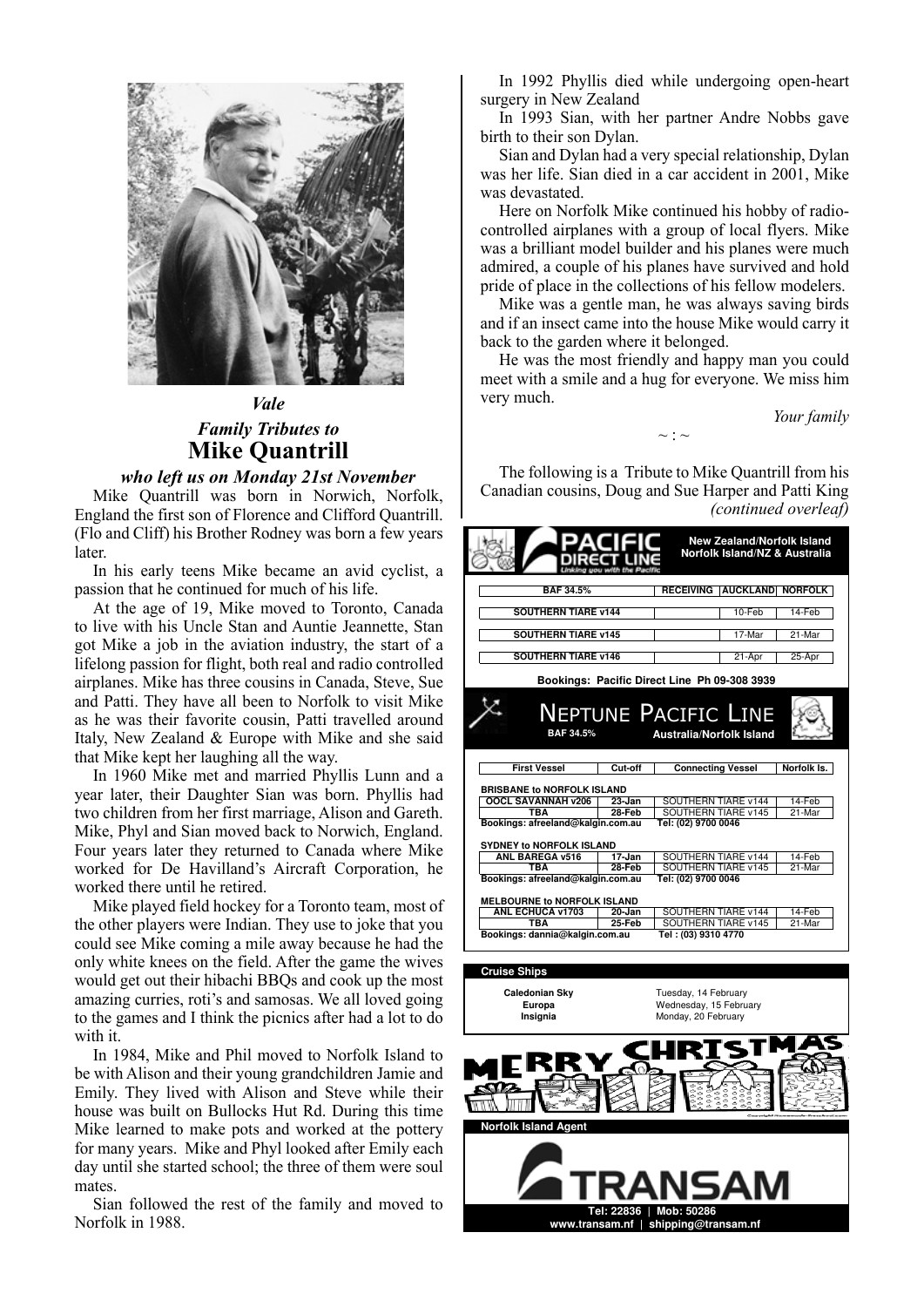*Vale*

*Family Tributes to*

## Mike Quantrill

***who left us on Monday 21st November***

Mike Quantrill was born in Norwich, Norfolk, England the first son of Florence and Clifford Quantrill. (Flo and Cliff) his Brother Rodney was born a few years later.

In his early teens Mike became an avid cyclist, a passion that he continued for much of his life.

At the age of 19, Mike moved to Toronto, Canada to live with his Uncle Stan and Auntie Jeannette, Stan got Mike a job in the aviation industry, the start of a lifelong passion for flight, both real and radio controlled airplanes. Mike has three cousins in Canada, Steve, Sue and Patti. They have all been to Norfolk to visit Mike as he was their favorite cousin, Patti travelled around Italy, New Zealand & Europe with Mike and she said that Mike kept her laughing all the way.

In 1960 Mike met and married Phyllis Lunn and a year later, their Daughter Sian was born. Phyllis had two children from her first marriage, Alison and Gareth. Mike, Phyl and Sian moved back to Norwich, England. Four years later they returned to Canada where Mike worked for De Havilland's Aircraft Corporation, he worked there until he retired.

Mike played field hockey for a Toronto team, most of the other players were Indian. They use to joke that you could see Mike coming a mile away because he had the only white knees on the field. After the game the wives would get out their hibachi BBQs and cook up the most amazing curries, roti's and samosas. We all loved going to the games and I think the picnics after had a lot to do with it.

In 1984, Mike and Phil moved to Norfolk Island to be with Alison and their young grandchildren Jamie and Emily. They lived with Alison and Steve while their house was built on Bullocks Hut Rd. During this time Mike learned to make pots and worked at the pottery for many years. Mike and Phyl looked after Emily each day until she started school; the three of them were soul mates.

Sian followed the rest of the family and moved to Norfolk in 1988.

In 1992 Phyllis died while undergoing open-heart surgery in New Zealand

In 1993 Sian, with her partner Andre Nobbs gave birth to their son Dylan.

Sian and Dylan had a very special relationship, Dylan was her life. Sian died in a car accident in 2001, Mike was devastated.

Here on Norfolk Mike continued his hobby of radio-controlled airplanes with a group of local flyers. Mike was a brilliant model builder and his planes were much admired, a couple of his planes have survived and hold pride of place in the collections of his fellow modelers.

Mike was a gentle man, he was always saving birds and if an insect came into the house Mike would carry it back to the garden where it belonged.

He was the most friendly and happy man you could meet with a smile and a hug for everyone. We miss him very much.

*Your family*

~ : ~

The following is a Tribute to Mike Quantrill from his Canadian cousins, Doug and Sue Harper and Patti King *(continued overleaf)*

**PACIFIC DIRECT LINE** — Linking you with the Pacific

**New Zealand/Norfolk Island**
**Norfolk Island/NZ & Australia**

| BAF 34.5% | RECEIVING | AUCKLAND | NORFOLK |
|---|---|---|---|
| SOUTHERN TIARE v144 | | 10-Feb | 14-Feb |
| SOUTHERN TIARE v145 | | 17-Mar | 21-Mar |
| SOUTHERN TIARE v146 | | 21-Apr | 25-Apr |

**Bookings: Pacific Direct Line Ph 09-308 3939**

**NEPTUNE PACIFIC LINE**

BAF 34.5% — **Australia/Norfolk Island**

| First Vessel | Cut-off | Connecting Vessel | Norfolk Is. |
|---|---|---|---|
| **BRISBANE to NORFOLK ISLAND** | | | |
| OOCL SAVANNAH v206 | 23-Jan | SOUTHERN TIARE v144 | 14-Feb |
| TBA | 28-Feb | SOUTHERN TIARE v145 | 21-Mar |
| Bookings: afreeland@kalgin.com.au | | Tel: (02) 9700 0046 | |
| **SYDNEY to NORFOLK ISLAND** | | | |
| ANL BAREGA v516 | 17-Jan | SOUTHERN TIARE v144 | 14-Feb |
| TBA | 28-Feb | SOUTHERN TIARE v145 | 21-Mar |
| Bookings: afreeland@kalgin.com.au | | Tel: (02) 9700 0046 | |
| **MELBOURNE to NORFOLK ISLAND** | | | |
| ANL ECHUCA v1703 | 20-Jan | SOUTHERN TIARE v144 | 14-Feb |
| TBA | 25-Feb | SOUTHERN TIARE v145 | 21-Mar |
| Bookings: dannia@kalgin.com.au | | Tel : (03) 9310 4770 | |

**Cruise Ships**

| | |
|---|---|
| Caledonian Sky | Tuesday, 14 February |
| Europa | Wednesday, 15 February |
| Insignia | Monday, 20 February |

**MERRY CHRISTMAS**

**Norfolk Island Agent**

**TRANSAM**

Tel: 22836 | Mob: 50286
www.transam.nf | shipping@transam.nf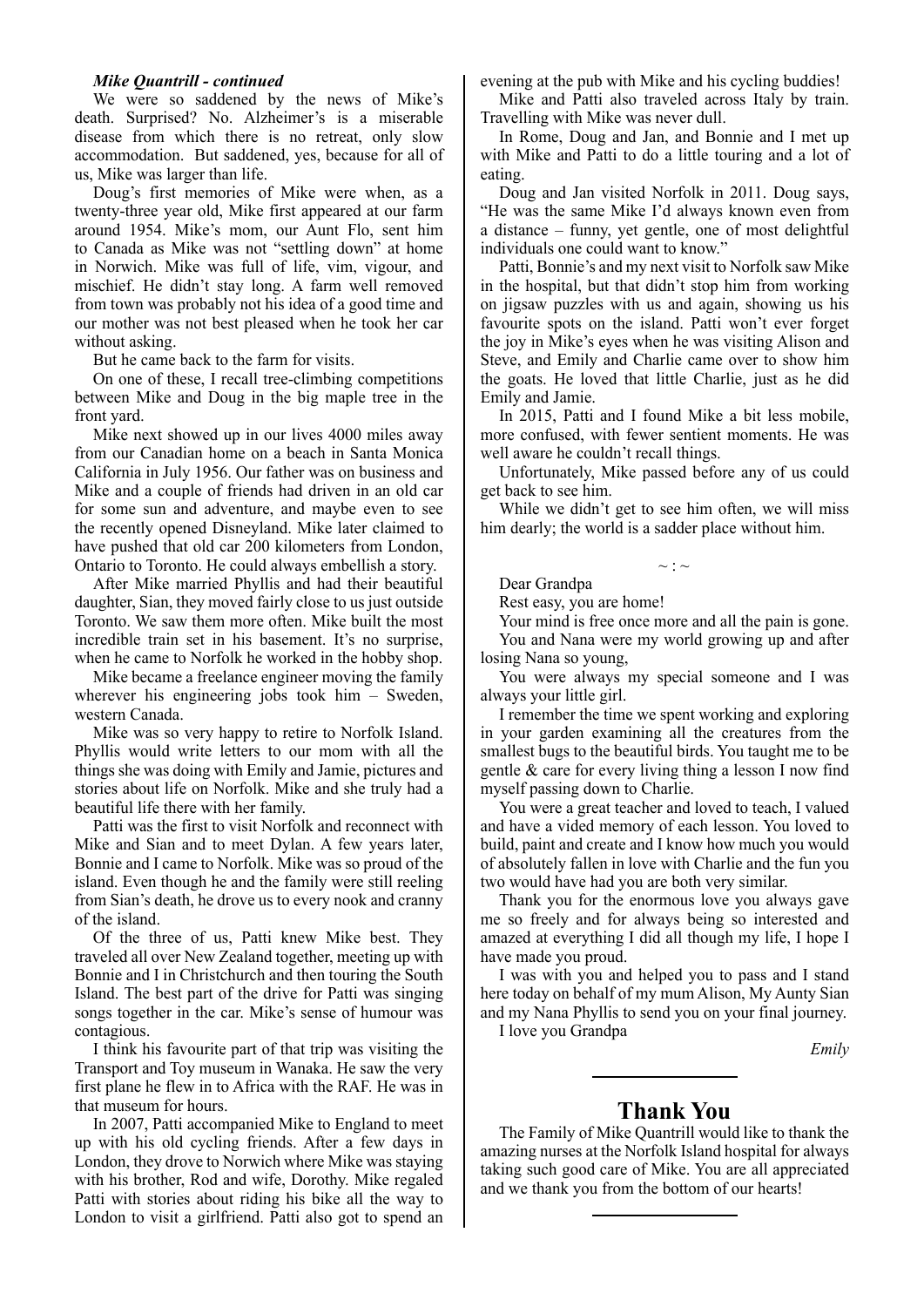***Mike Quantrill - continued***

We were so saddened by the news of Mike's death. Surprised? No. Alzheimer's is a miserable disease from which there is no retreat, only slow accommodation. But saddened, yes, because for all of us, Mike was larger than life.

Doug's first memories of Mike were when, as a twenty-three year old, Mike first appeared at our farm around 1954. Mike's mom, our Aunt Flo, sent him to Canada as Mike was not "settling down" at home in Norwich. Mike was full of life, vim, vigour, and mischief. He didn't stay long. A farm well removed from town was probably not his idea of a good time and our mother was not best pleased when he took her car without asking.

But he came back to the farm for visits.

On one of these, I recall tree-climbing competitions between Mike and Doug in the big maple tree in the front yard.

Mike next showed up in our lives 4000 miles away from our Canadian home on a beach in Santa Monica California in July 1956. Our father was on business and Mike and a couple of friends had driven in an old car for some sun and adventure, and maybe even to see the recently opened Disneyland. Mike later claimed to have pushed that old car 200 kilometers from London, Ontario to Toronto. He could always embellish a story.

After Mike married Phyllis and had their beautiful daughter, Sian, they moved fairly close to us just outside Toronto. We saw them more often. Mike built the most incredible train set in his basement. It's no surprise, when he came to Norfolk he worked in the hobby shop.

Mike became a freelance engineer moving the family wherever his engineering jobs took him – Sweden, western Canada.

Mike was so very happy to retire to Norfolk Island. Phyllis would write letters to our mom with all the things she was doing with Emily and Jamie, pictures and stories about life on Norfolk. Mike and she truly had a beautiful life there with her family.

Patti was the first to visit Norfolk and reconnect with Mike and Sian and to meet Dylan. A few years later, Bonnie and I came to Norfolk. Mike was so proud of the island. Even though he and the family were still reeling from Sian's death, he drove us to every nook and cranny of the island.

Of the three of us, Patti knew Mike best. They traveled all over New Zealand together, meeting up with Bonnie and I in Christchurch and then touring the South Island. The best part of the drive for Patti was singing songs together in the car. Mike's sense of humour was contagious.

I think his favourite part of that trip was visiting the Transport and Toy museum in Wanaka. He saw the very first plane he flew in to Africa with the RAF. He was in that museum for hours.

In 2007, Patti accompanied Mike to England to meet up with his old cycling friends. After a few days in London, they drove to Norwich where Mike was staying with his brother, Rod and wife, Dorothy. Mike regaled Patti with stories about riding his bike all the way to London to visit a girlfriend. Patti also got to spend an evening at the pub with Mike and his cycling buddies!

Mike and Patti also traveled across Italy by train. Travelling with Mike was never dull.

In Rome, Doug and Jan, and Bonnie and I met up with Mike and Patti to do a little touring and a lot of eating.

Doug and Jan visited Norfolk in 2011. Doug says, "He was the same Mike I'd always known even from a distance – funny, yet gentle, one of most delightful individuals one could want to know."

Patti, Bonnie's and my next visit to Norfolk saw Mike in the hospital, but that didn't stop him from working on jigsaw puzzles with us and again, showing us his favourite spots on the island. Patti won't ever forget the joy in Mike's eyes when he was visiting Alison and Steve, and Emily and Charlie came over to show him the goats. He loved that little Charlie, just as he did Emily and Jamie.

In 2015, Patti and I found Mike a bit less mobile, more confused, with fewer sentient moments. He was well aware he couldn't recall things.

Unfortunately, Mike passed before any of us could get back to see him.

While we didn't get to see him often, we will miss him dearly; the world is a sadder place without him.

~ : ~

Dear Grandpa

Rest easy, you are home!

Your mind is free once more and all the pain is gone.

You and Nana were my world growing up and after losing Nana so young,

You were always my special someone and I was always your little girl.

I remember the time we spent working and exploring in your garden examining all the creatures from the smallest bugs to the beautiful birds. You taught me to be gentle & care for every living thing a lesson I now find myself passing down to Charlie.

You were a great teacher and loved to teach, I valued and have a vided memory of each lesson. You loved to build, paint and create and I know how much you would of absolutely fallen in love with Charlie and the fun you two would have had you are both very similar.

Thank you for the enormous love you always gave me so freely and for always being so interested and amazed at everything I did all though my life, I hope I have made you proud.

I was with you and helped you to pass and I stand here today on behalf of my mum Alison, My Aunty Sian and my Nana Phyllis to send you on your final journey.

I love you Grandpa

*Emily*

## Thank You

The Family of Mike Quantrill would like to thank the amazing nurses at the Norfolk Island hospital for always taking such good care of Mike. You are all appreciated and we thank you from the bottom of our hearts!